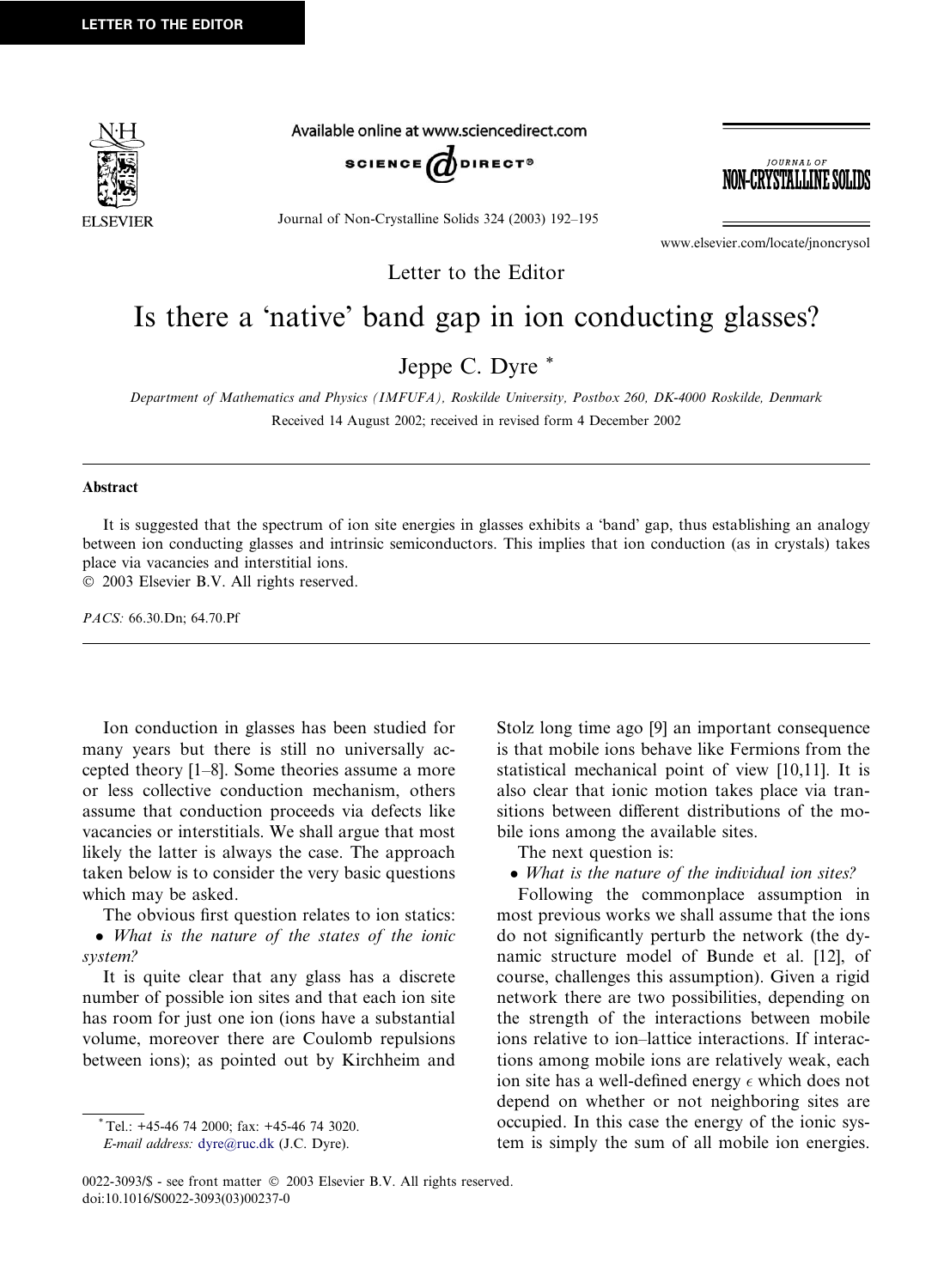Letter to the Editor

# Is there a 'native' band gap in ion conducting glasses?

Jeppe C. Dyre *

*Department of Mathematics and Physics (IMFUFA), Roskilde University, Postbox 260, DK-4000 Roskilde, Denmark*

Received 14 August 2002; received in revised form 4 December 2002

## Abstract

It is suggested that the spectrum of ion site energies in glasses exhibits a 'band' gap, thus establishing an analogy between ion conducting glasses and intrinsic semiconductors. This implies that ion conduction (as in crystals) takes place via vacancies and interstitial ions.

© 2003 Elsevier B.V. All rights reserved.

*PACS:* 66.30.Dn; 64.70.Pf

Ion conduction in glasses has been studied for many years but there is still no universally accepted theory [1–8]. Some theories assume a more or less collective conduction mechanism, others assume that conduction proceeds via defects like vacancies or interstitials. We shall argue that most likely the latter is always the case. The approach taken below is to consider the very basic questions which may be asked.

The obvious first question relates to ion statics:

- *What is the nature of the states of the ionic system?*

It is quite clear that any glass has a discrete number of possible ion sites and that each ion site has room for just one ion (ions have a substantial volume, moreover there are Coulomb repulsions between ions); as pointed out by Kirchheim and Stolz long time ago [9] an important consequence is that mobile ions behave like Fermions from the statistical mechanical point of view [10,11]. It is also clear that ionic motion takes place via transitions between different distributions of the mobile ions among the available sites.

The next question is:

- *What is the nature of the individual ion sites?*

Following the commonplace assumption in most previous works we shall assume that the ions do not significantly perturb the network (the dynamic structure model of Bunde et al. [12], of course, challenges this assumption). Given a rigid network there are two possibilities, depending on the strength of the interactions between mobile ions relative to ion–lattice interactions. If interactions among mobile ions are relatively weak, each ion site has a well-defined energy $\epsilon$ which does not depend on whether or not neighboring sites are occupied. In this case the energy of the ionic system is simply the sum of all mobile ion energies.

* Tel.: +45-46 74 2000; fax: +45-46 74 3020.
*E-mail address:* dyre@ruc.dk (J.C. Dyre).

0022-3093/$ - see front matter © 2003 Elsevier B.V. All rights reserved.
doi:10.1016/S0022-3093(03)00237-0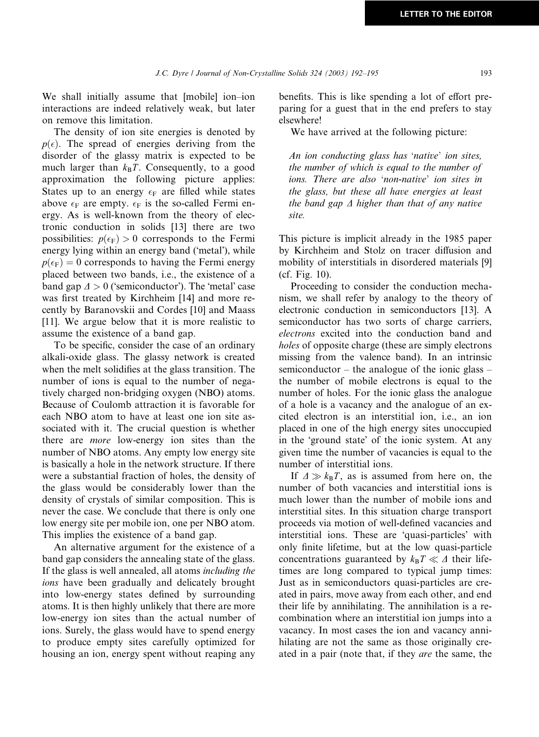We shall initially assume that [mobile] ion–ion interactions are indeed relatively weak, but later on remove this limitation.

The density of ion site energies is denoted by $p(\epsilon)$. The spread of energies deriving from the disorder of the glassy matrix is expected to be much larger than $k_BT$. Consequently, to a good approximation the following picture applies: States up to an energy $\epsilon_F$ are filled while states above $\epsilon_F$ are empty. $\epsilon_F$ is the so-called Fermi energy. As is well-known from the theory of electronic conduction in solids [13] there are two possibilities: $p(\epsilon_F) > 0$ corresponds to the Fermi energy lying within an energy band ('metal'), while $p(\epsilon_F) = 0$ corresponds to having the Fermi energy placed between two bands, i.e., the existence of a band gap $\Delta > 0$ ('semiconductor'). The 'metal' case was first treated by Kirchheim [14] and more recently by Baranovskii and Cordes [10] and Maass [11]. We argue below that it is more realistic to assume the existence of a band gap.

To be specific, consider the case of an ordinary alkali-oxide glass. The glassy network is created when the melt solidifies at the glass transition. The number of ions is equal to the number of negatively charged non-bridging oxygen (NBO) atoms. Because of Coulomb attraction it is favorable for each NBO atom to have at least one ion site associated with it. The crucial question is whether there are *more* low-energy ion sites than the number of NBO atoms. Any empty low energy site is basically a hole in the network structure. If there were a substantial fraction of holes, the density of the glass would be considerably lower than the density of crystals of similar composition. This is never the case. We conclude that there is only one low energy site per mobile ion, one per NBO atom. This implies the existence of a band gap.

An alternative argument for the existence of a band gap considers the annealing state of the glass. If the glass is well annealed, all atoms *including the ions* have been gradually and delicately brought into low-energy states defined by surrounding atoms. It is then highly unlikely that there are more low-energy ion sites than the actual number of ions. Surely, the glass would have to spend energy to produce empty sites carefully optimized for housing an ion, energy spent without reaping any benefits. This is like spending a lot of effort preparing for a guest that in the end prefers to stay elsewhere!

We have arrived at the following picture:

> *An ion conducting glass has 'native' ion sites, the number of which is equal to the number of ions. There are also 'non-native' ion sites in the glass, but these all have energies at least the band gap $\Delta$ higher than that of any native site.*

This picture is implicit already in the 1985 paper by Kirchheim and Stolz on tracer diffusion and mobility of interstitials in disordered materials [9] (cf. Fig. 10).

Proceeding to consider the conduction mechanism, we shall refer by analogy to the theory of electronic conduction in semiconductors [13]. A semiconductor has two sorts of charge carriers, *electrons* excited into the conduction band and *holes* of opposite charge (these are simply electrons missing from the valence band). In an intrinsic semiconductor – the analogue of the ionic glass – the number of mobile electrons is equal to the number of holes. For the ionic glass the analogue of a hole is a vacancy and the analogue of an excited electron is an interstitial ion, i.e., an ion placed in one of the high energy sites unoccupied in the 'ground state' of the ionic system. At any given time the number of vacancies is equal to the number of interstitial ions.

If $\Delta \gg k_BT$, as is assumed from here on, the number of both vacancies and interstitial ions is much lower than the number of mobile ions and interstitial sites. In this situation charge transport proceeds via motion of well-defined vacancies and interstitial ions. These are 'quasi-particles' with only finite lifetime, but at the low quasi-particle concentrations guaranteed by $k_BT \ll \Delta$ their lifetimes are long compared to typical jump times: Just as in semiconductors quasi-particles are created in pairs, move away from each other, and end their life by annihilating. The annihilation is a recombination where an interstitial ion jumps into a vacancy. In most cases the ion and vacancy annihilating are not the same as those originally created in a pair (note that, if they *are* the same, the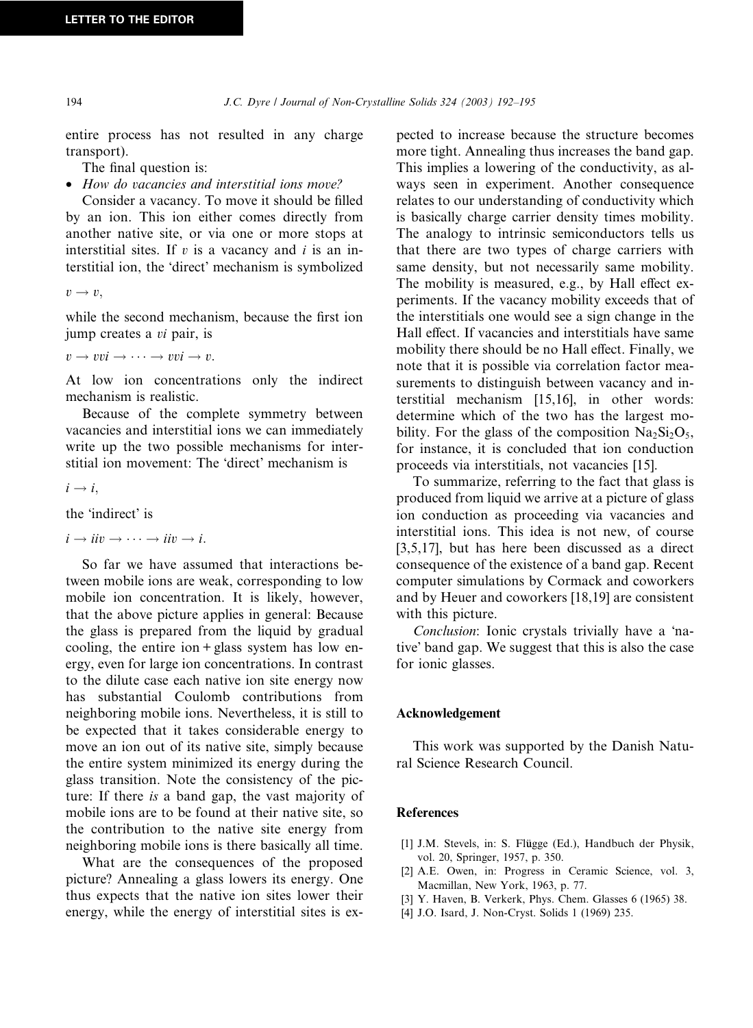entire process has not resulted in any charge transport).

The final question is:

- *How do vacancies and interstitial ions move?*

Consider a vacancy. To move it should be filled by an ion. This ion either comes directly from another native site, or via one or more stops at interstitial sites. If $v$ is a vacancy and $i$ is an interstitial ion, the 'direct' mechanism is symbolized

$$v \rightarrow v,$$

while the second mechanism, because the first ion jump creates a $vi$ pair, is

$$v \rightarrow vvi \rightarrow \cdots \rightarrow vvi \rightarrow v.$$

At low ion concentrations only the indirect mechanism is realistic.

Because of the complete symmetry between vacancies and interstitial ions we can immediately write up the two possible mechanisms for interstitial ion movement: The 'direct' mechanism is

$$i \rightarrow i,$$

the 'indirect' is

$$i \rightarrow iiv \rightarrow \cdots \rightarrow iiv \rightarrow i.$$

So far we have assumed that interactions between mobile ions are weak, corresponding to low mobile ion concentration. It is likely, however, that the above picture applies in general: Because the glass is prepared from the liquid by gradual cooling, the entire ion + glass system has low energy, even for large ion concentrations. In contrast to the dilute case each native ion site energy now has substantial Coulomb contributions from neighboring mobile ions. Nevertheless, it is still to be expected that it takes considerable energy to move an ion out of its native site, simply because the entire system minimized its energy during the glass transition. Note the consistency of the picture: If there *is* a band gap, the vast majority of mobile ions are to be found at their native site, so the contribution to the native site energy from neighboring mobile ions is there basically all time.

What are the consequences of the proposed picture? Annealing a glass lowers its energy. One thus expects that the native ion sites lower their energy, while the energy of interstitial sites is expected to increase because the structure becomes more tight. Annealing thus increases the band gap. This implies a lowering of the conductivity, as always seen in experiment. Another consequence relates to our understanding of conductivity which is basically charge carrier density times mobility. The analogy to intrinsic semiconductors tells us that there are two types of charge carriers with same density, but not necessarily same mobility. The mobility is measured, e.g., by Hall effect experiments. If the vacancy mobility exceeds that of the interstitials one would see a sign change in the Hall effect. If vacancies and interstitials have same mobility there should be no Hall effect. Finally, we note that it is possible via correlation factor measurements to distinguish between vacancy and interstitial mechanism [15,16], in other words: determine which of the two has the largest mobility. For the glass of the composition $Na_2Si_2O_5$, for instance, it is concluded that ion conduction proceeds via interstitials, not vacancies [15].

To summarize, referring to the fact that glass is produced from liquid we arrive at a picture of glass ion conduction as proceeding via vacancies and interstitial ions. This idea is not new, of course [3,5,17], but has here been discussed as a direct consequence of the existence of a band gap. Recent computer simulations by Cormack and coworkers and by Heuer and coworkers [18,19] are consistent with this picture.

*Conclusion*: Ionic crystals trivially have a 'native' band gap. We suggest that this is also the case for ionic glasses.

## Acknowledgement

This work was supported by the Danish Natural Science Research Council.

## References

[1] J.M. Stevels, in: S. Flügge (Ed.), Handbuch der Physik, vol. 20, Springer, 1957, p. 350.

[2] A.E. Owen, in: Progress in Ceramic Science, vol. 3, Macmillan, New York, 1963, p. 77.

[3] Y. Haven, B. Verkerk, Phys. Chem. Glasses 6 (1965) 38.

[4] J.O. Isard, J. Non-Cryst. Solids 1 (1969) 235.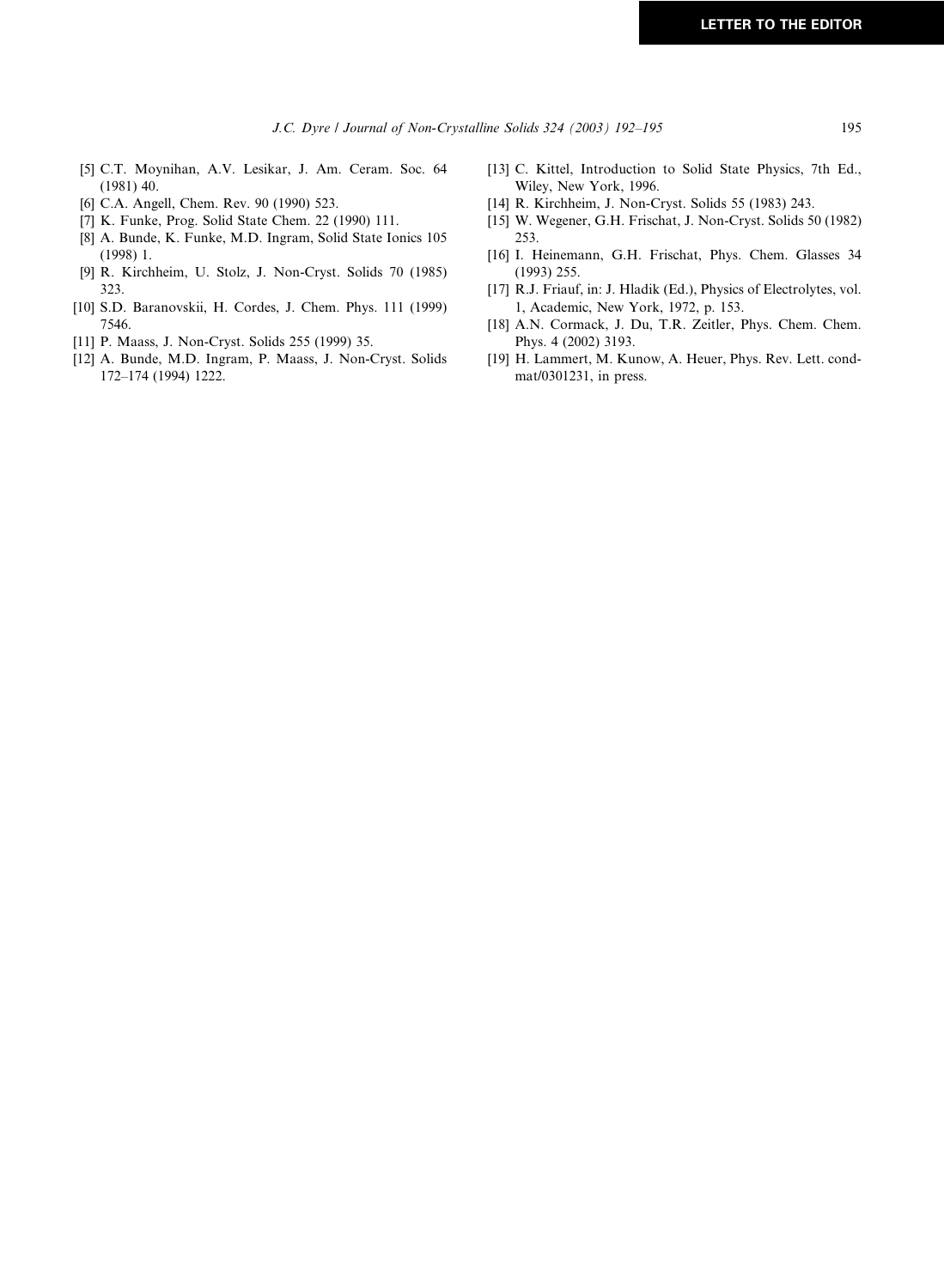[5] C.T. Moynihan, A.V. Lesikar, J. Am. Ceram. Soc. 64 (1981) 40.

[6] C.A. Angell, Chem. Rev. 90 (1990) 523.

[7] K. Funke, Prog. Solid State Chem. 22 (1990) 111.

[8] A. Bunde, K. Funke, M.D. Ingram, Solid State Ionics 105 (1998) 1.

[9] R. Kirchheim, U. Stolz, J. Non-Cryst. Solids 70 (1985) 323.

[10] S.D. Baranovskii, H. Cordes, J. Chem. Phys. 111 (1999) 7546.

[11] P. Maass, J. Non-Cryst. Solids 255 (1999) 35.

[12] A. Bunde, M.D. Ingram, P. Maass, J. Non-Cryst. Solids 172–174 (1994) 1222.

[13] C. Kittel, Introduction to Solid State Physics, 7th Ed., Wiley, New York, 1996.

[14] R. Kirchheim, J. Non-Cryst. Solids 55 (1983) 243.

[15] W. Wegener, G.H. Frischat, J. Non-Cryst. Solids 50 (1982) 253.

[16] I. Heinemann, G.H. Frischat, Phys. Chem. Glasses 34 (1993) 255.

[17] R.J. Friauf, in: J. Hladik (Ed.), Physics of Electrolytes, vol. 1, Academic, New York, 1972, p. 153.

[18] A.N. Cormack, J. Du, T.R. Zeitler, Phys. Chem. Chem. Phys. 4 (2002) 3193.

[19] H. Lammert, M. Kunow, A. Heuer, Phys. Rev. Lett. cond-mat/0301231, in press.